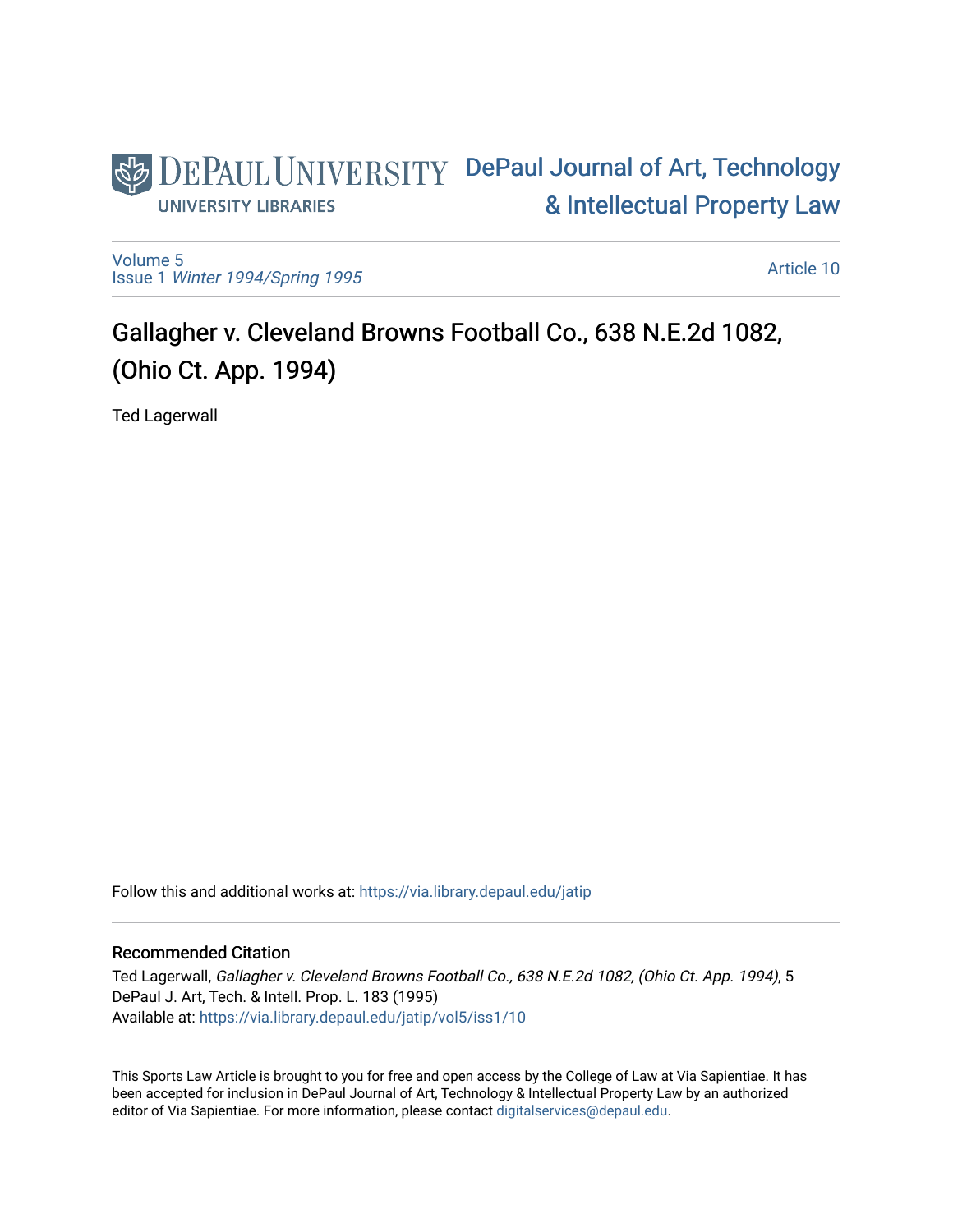DePaul University — University Libraries

# DePaul Journal of Art, Technology & Intellectual Property Law

Volume 5
Issue 1 *Winter 1994/Spring 1995*

Article 10

## Gallagher v. Cleveland Browns Football Co., 638 N.E.2d 1082, (Ohio Ct. App. 1994)

Ted Lagerwall

Follow this and additional works at: https://via.library.depaul.edu/jatip

### Recommended Citation

Ted Lagerwall, *Gallagher v. Cleveland Browns Football Co., 638 N.E.2d 1082, (Ohio Ct. App. 1994)*, 5 DePaul J. Art, Tech. & Intell. Prop. L. 183 (1995)
Available at: https://via.library.depaul.edu/jatip/vol5/iss1/10

This Sports Law Article is brought to you for free and open access by the College of Law at Via Sapientiae. It has been accepted for inclusion in DePaul Journal of Art, Technology & Intellectual Property Law by an authorized editor of Via Sapientiae. For more information, please contact digitalservices@depaul.edu.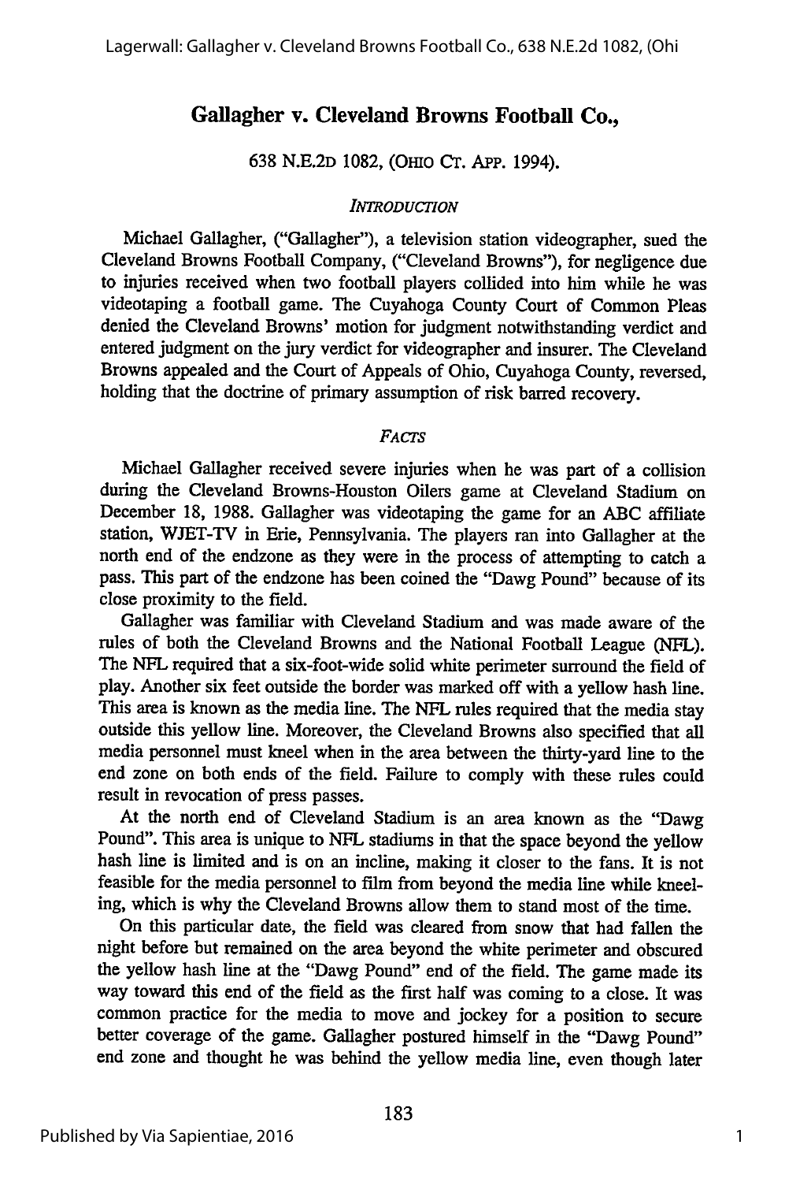# Gallagher v. Cleveland Browns Football Co.,

638 N.E.2D 1082, (OHIO CT. APP. 1994).

## *INTRODUCTION*

Michael Gallagher, ("Gallagher"), a television station videographer, sued the Cleveland Browns Football Company, ("Cleveland Browns"), for negligence due to injuries received when two football players collided into him while he was videotaping a football game. The Cuyahoga County Court of Common Pleas denied the Cleveland Browns' motion for judgment notwithstanding verdict and entered judgment on the jury verdict for videographer and insurer. The Cleveland Browns appealed and the Court of Appeals of Ohio, Cuyahoga County, reversed, holding that the doctrine of primary assumption of risk barred recovery.

## *FACTS*

Michael Gallagher received severe injuries when he was part of a collision during the Cleveland Browns-Houston Oilers game at Cleveland Stadium on December 18, 1988. Gallagher was videotaping the game for an ABC affiliate station, WJET-TV in Erie, Pennsylvania. The players ran into Gallagher at the north end of the endzone as they were in the process of attempting to catch a pass. This part of the endzone has been coined the "Dawg Pound" because of its close proximity to the field.

Gallagher was familiar with Cleveland Stadium and was made aware of the rules of both the Cleveland Browns and the National Football League (NFL). The NFL required that a six-foot-wide solid white perimeter surround the field of play. Another six feet outside the border was marked off with a yellow hash line. This area is known as the media line. The NFL rules required that the media stay outside this yellow line. Moreover, the Cleveland Browns also specified that all media personnel must kneel when in the area between the thirty-yard line to the end zone on both ends of the field. Failure to comply with these rules could result in revocation of press passes.

At the north end of Cleveland Stadium is an area known as the "Dawg Pound". This area is unique to NFL stadiums in that the space beyond the yellow hash line is limited and is on an incline, making it closer to the fans. It is not feasible for the media personnel to film from beyond the media line while kneeling, which is why the Cleveland Browns allow them to stand most of the time.

On this particular date, the field was cleared from snow that had fallen the night before but remained on the area beyond the white perimeter and obscured the yellow hash line at the "Dawg Pound" end of the field. The game made its way toward this end of the field as the first half was coming to a close. It was common practice for the media to move and jockey for a position to secure better coverage of the game. Gallagher postured himself in the "Dawg Pound" end zone and thought he was behind the yellow media line, even though later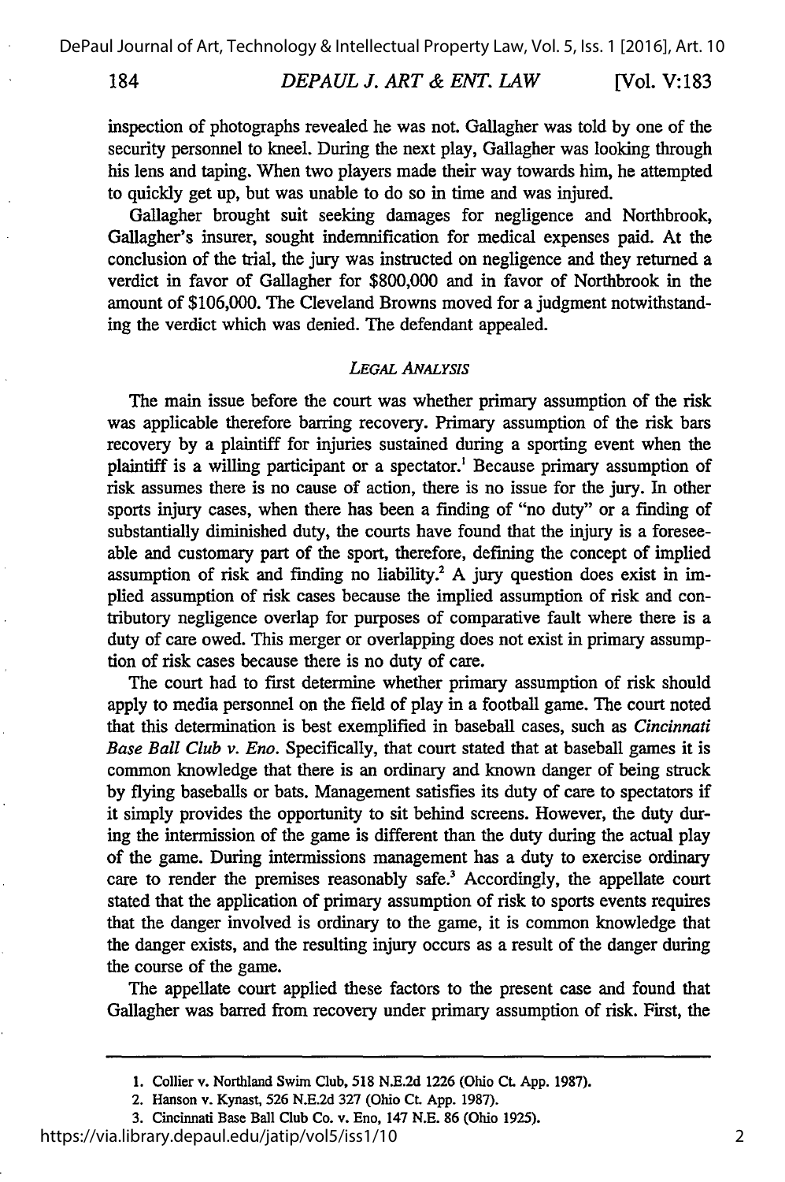inspection of photographs revealed he was not. Gallagher was told by one of the security personnel to kneel. During the next play, Gallagher was looking through his lens and taping. When two players made their way towards him, he attempted to quickly get up, but was unable to do so in time and was injured.

Gallagher brought suit seeking damages for negligence and Northbrook, Gallagher's insurer, sought indemnification for medical expenses paid. At the conclusion of the trial, the jury was instructed on negligence and they returned a verdict in favor of Gallagher for $800,000 and in favor of Northbrook in the amount of $106,000. The Cleveland Browns moved for a judgment notwithstanding the verdict which was denied. The defendant appealed.

### *LEGAL ANALYSIS*

The main issue before the court was whether primary assumption of the risk was applicable therefore barring recovery. Primary assumption of the risk bars recovery by a plaintiff for injuries sustained during a sporting event when the plaintiff is a willing participant or a spectator.[1] Because primary assumption of risk assumes there is no cause of action, there is no issue for the jury. In other sports injury cases, when there has been a finding of "no duty" or a finding of substantially diminished duty, the courts have found that the injury is a foreseeable and customary part of the sport, therefore, defining the concept of implied assumption of risk and finding no liability.[2] A jury question does exist in implied assumption of risk cases because the implied assumption of risk and contributory negligence overlap for purposes of comparative fault where there is a duty of care owed. This merger or overlapping does not exist in primary assumption of risk cases because there is no duty of care.

The court had to first determine whether primary assumption of risk should apply to media personnel on the field of play in a football game. The court noted that this determination is best exemplified in baseball cases, such as *Cincinnati Base Ball Club v. Eno*. Specifically, that court stated that at baseball games it is common knowledge that there is an ordinary and known danger of being struck by flying baseballs or bats. Management satisfies its duty of care to spectators if it simply provides the opportunity to sit behind screens. However, the duty during the intermission of the game is different than the duty during the actual play of the game. During intermissions management has a duty to exercise ordinary care to render the premises reasonably safe.[3] Accordingly, the appellate court stated that the application of primary assumption of risk to sports events requires that the danger involved is ordinary to the game, it is common knowledge that the danger exists, and the resulting injury occurs as a result of the danger during the course of the game.

The appellate court applied these factors to the present case and found that Gallagher was barred from recovery under primary assumption of risk. First, the

---

1. Collier v. Northland Swim Club, 518 N.E.2d 1226 (Ohio Ct. App. 1987).
2. Hanson v. Kynast, 526 N.E.2d 327 (Ohio Ct. App. 1987).
3. Cincinnati Base Ball Club Co. v. Eno, 147 N.E. 86 (Ohio 1925).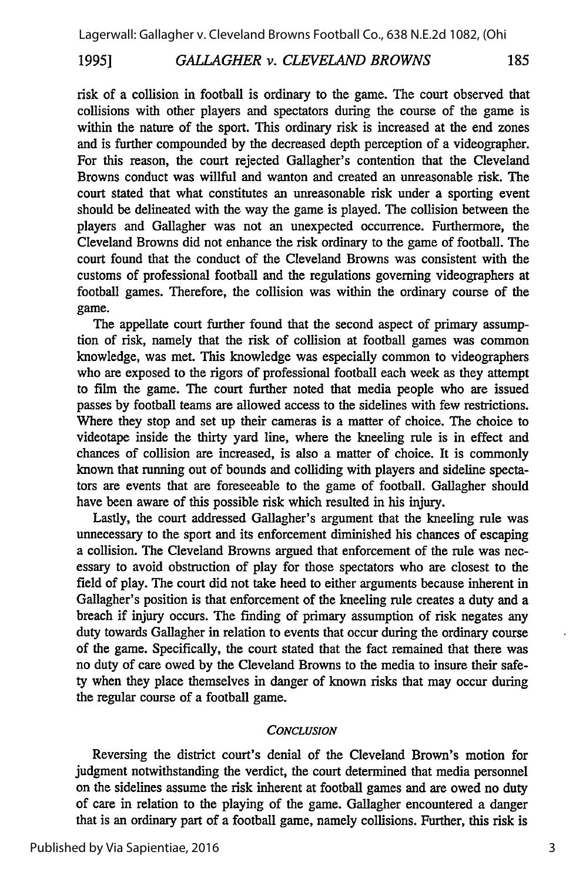risk of a collision in football is ordinary to the game. The court observed that collisions with other players and spectators during the course of the game is within the nature of the sport. This ordinary risk is increased at the end zones and is further compounded by the decreased depth perception of a videographer. For this reason, the court rejected Gallagher's contention that the Cleveland Browns conduct was willful and wanton and created an unreasonable risk. The court stated that what constitutes an unreasonable risk under a sporting event should be delineated with the way the game is played. The collision between the players and Gallagher was not an unexpected occurrence. Furthermore, the Cleveland Browns did not enhance the risk ordinary to the game of football. The court found that the conduct of the Cleveland Browns was consistent with the customs of professional football and the regulations governing videographers at football games. Therefore, the collision was within the ordinary course of the game.

The appellate court further found that the second aspect of primary assumption of risk, namely that the risk of collision at football games was common knowledge, was met. This knowledge was especially common to videographers who are exposed to the rigors of professional football each week as they attempt to film the game. The court further noted that media people who are issued passes by football teams are allowed access to the sidelines with few restrictions. Where they stop and set up their cameras is a matter of choice. The choice to videotape inside the thirty yard line, where the kneeling rule is in effect and chances of collision are increased, is also a matter of choice. It is commonly known that running out of bounds and colliding with players and sideline spectators are events that are foreseeable to the game of football. Gallagher should have been aware of this possible risk which resulted in his injury.

Lastly, the court addressed Gallagher's argument that the kneeling rule was unnecessary to the sport and its enforcement diminished his chances of escaping a collision. The Cleveland Browns argued that enforcement of the rule was necessary to avoid obstruction of play for those spectators who are closest to the field of play. The court did not take heed to either arguments because inherent in Gallagher's position is that enforcement of the kneeling rule creates a duty and a breach if injury occurs. The finding of primary assumption of risk negates any duty towards Gallagher in relation to events that occur during the ordinary course of the game. Specifically, the court stated that the fact remained that there was no duty of care owed by the Cleveland Browns to the media to insure their safety when they place themselves in danger of known risks that may occur during the regular course of a football game.

## *CONCLUSION*

Reversing the district court's denial of the Cleveland Brown's motion for judgment notwithstanding the verdict, the court determined that media personnel on the sidelines assume the risk inherent at football games and are owed no duty of care in relation to the playing of the game. Gallagher encountered a danger that is an ordinary part of a football game, namely collisions. Further, this risk is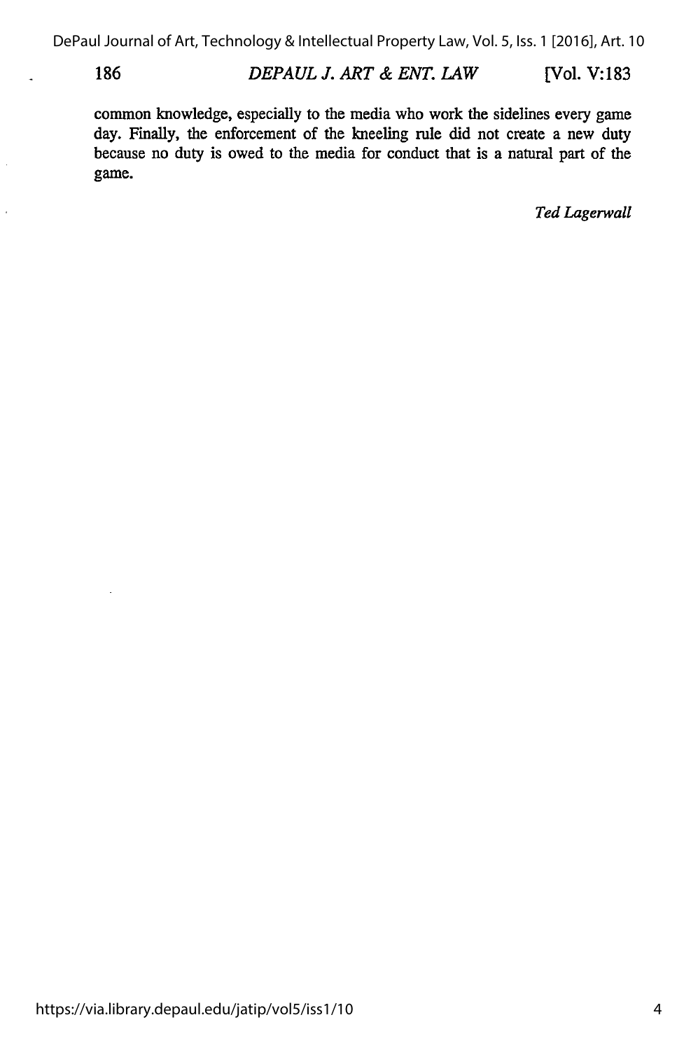common knowledge, especially to the media who work the sidelines every game day. Finally, the enforcement of the kneeling rule did not create a new duty because no duty is owed to the media for conduct that is a natural part of the game.

*Ted Lagerwall*